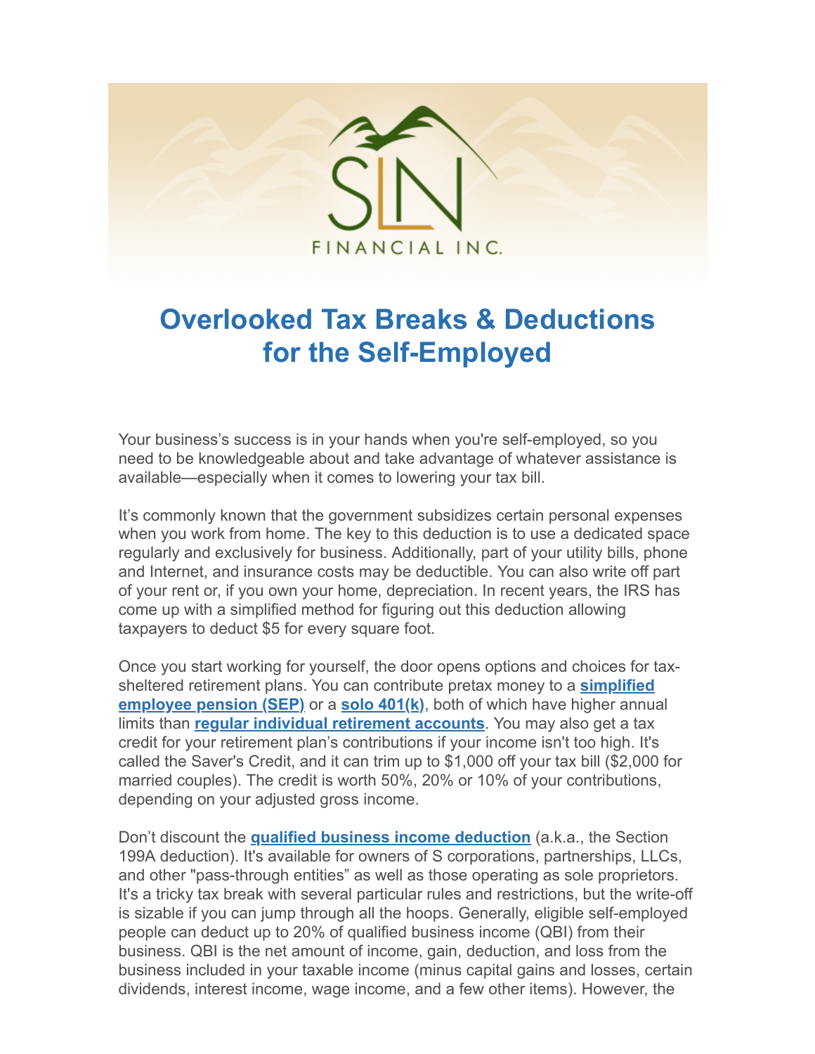# Overlooked Tax Breaks & Deductions for the Self-Employed

Your business's success is in your hands when you're self-employed, so you need to be knowledgeable about and take advantage of whatever assistance is available—especially when it comes to lowering your tax bill.

It's commonly known that the government subsidizes certain personal expenses when you work from home. The key to this deduction is to use a dedicated space regularly and exclusively for business. Additionally, part of your utility bills, phone and Internet, and insurance costs may be deductible. You can also write off part of your rent or, if you own your home, depreciation. In recent years, the IRS has come up with a simplified method for figuring out this deduction allowing taxpayers to deduct $5 for every square foot.

Once you start working for yourself, the door opens options and choices for tax-sheltered retirement plans. You can contribute pretax money to a **simplified employee pension (SEP)** or a **solo 401(k)**, both of which have higher annual limits than **regular individual retirement accounts**. You may also get a tax credit for your retirement plan's contributions if your income isn't too high. It's called the Saver's Credit, and it can trim up to $1,000 off your tax bill ($2,000 for married couples). The credit is worth 50%, 20% or 10% of your contributions, depending on your adjusted gross income.

Don't discount the **qualified business income deduction** (a.k.a., the Section 199A deduction). It's available for owners of S corporations, partnerships, LLCs, and other "pass-through entities" as well as those operating as sole proprietors. It's a tricky tax break with several particular rules and restrictions, but the write-off is sizable if you can jump through all the hoops. Generally, eligible self-employed people can deduct up to 20% of qualified business income (QBI) from their business. QBI is the net amount of income, gain, deduction, and loss from the business included in your taxable income (minus capital gains and losses, certain dividends, interest income, wage income, and a few other items). However, the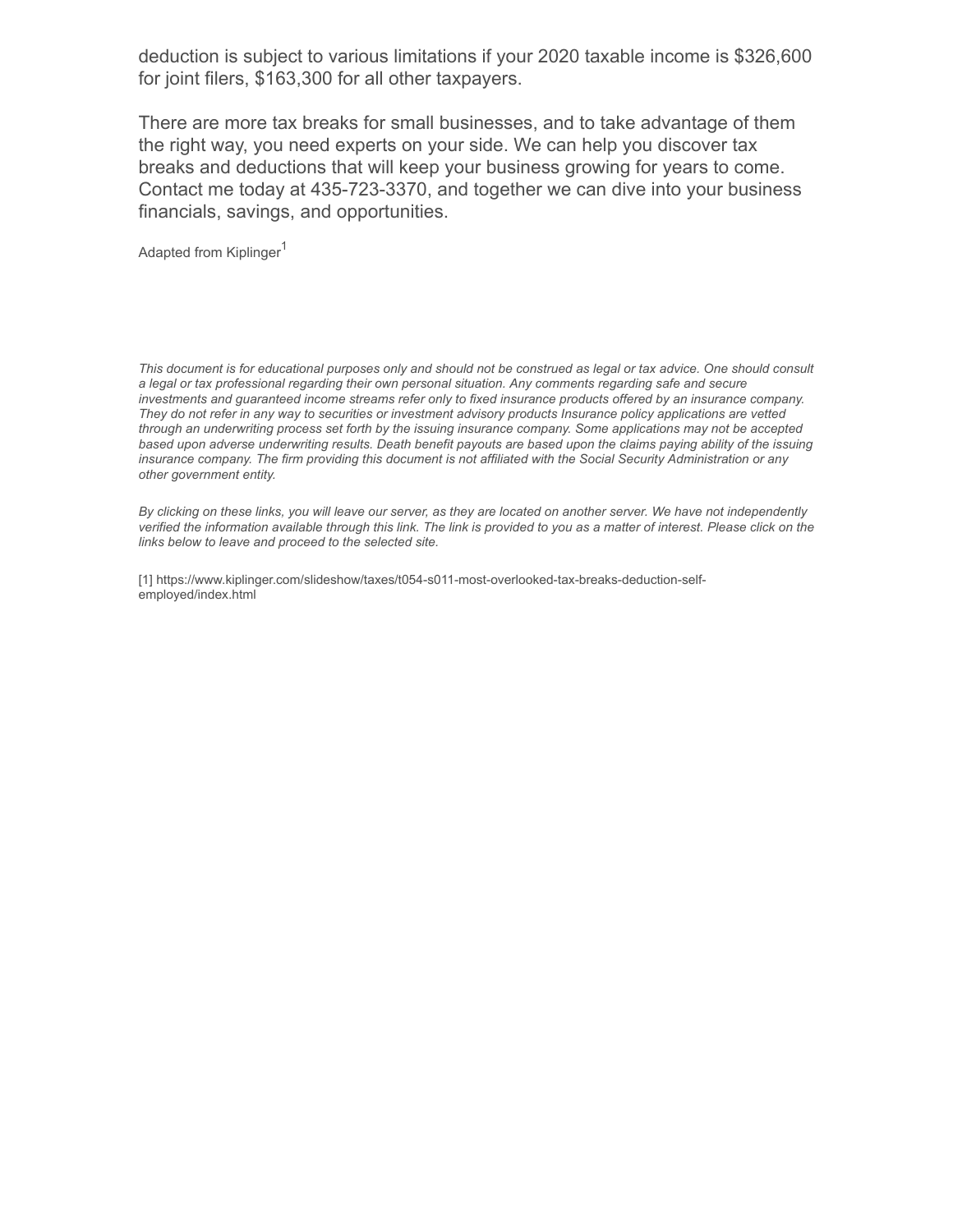deduction is subject to various limitations if your 2020 taxable income is $326,600 for joint filers, $163,300 for all other taxpayers.

There are more tax breaks for small businesses, and to take advantage of them the right way, you need experts on your side. We can help you discover tax breaks and deductions that will keep your business growing for years to come. Contact me today at 435-723-3370, and together we can dive into your business financials, savings, and opportunities.

Adapted from Kiplinger[1]

*This document is for educational purposes only and should not be construed as legal or tax advice. One should consult a legal or tax professional regarding their own personal situation. Any comments regarding safe and secure investments and guaranteed income streams refer only to fixed insurance products offered by an insurance company. They do not refer in any way to securities or investment advisory products Insurance policy applications are vetted through an underwriting process set forth by the issuing insurance company. Some applications may not be accepted based upon adverse underwriting results. Death benefit payouts are based upon the claims paying ability of the issuing insurance company. The firm providing this document is not affiliated with the Social Security Administration or any other government entity.*

*By clicking on these links, you will leave our server, as they are located on another server. We have not independently verified the information available through this link. The link is provided to you as a matter of interest. Please click on the links below to leave and proceed to the selected site.*

[1] https://www.kiplinger.com/slideshow/taxes/t054-s011-most-overlooked-tax-breaks-deduction-self-employed/index.html